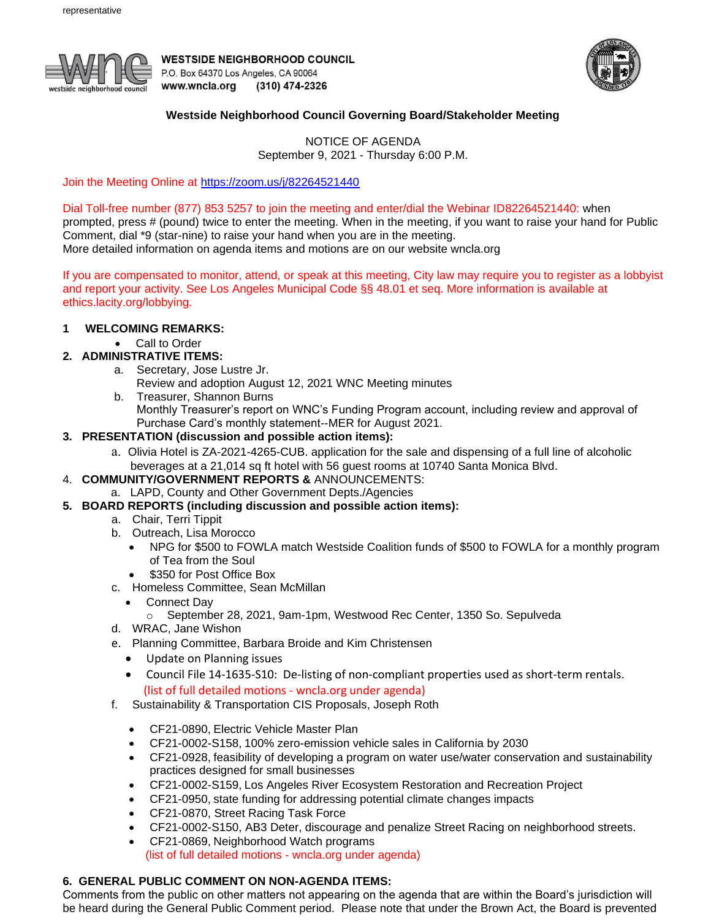representative

**WESTSIDE NEIGHBORHOOD COUNCIL**
P.O. Box 64370 Los Angeles, CA 90064
**www.wncla.org** **(310) 474-2326**

## Westside Neighborhood Council Governing Board/Stakeholder Meeting

NOTICE OF AGENDA
September 9, 2021 - Thursday 6:00 P.M.

Join the Meeting Online at https://zoom.us/j/82264521440

Dial Toll-free number (877) 853 5257 to join the meeting and enter/dial the Webinar ID82264521440: when prompted, press # (pound) twice to enter the meeting. When in the meeting, if you want to raise your hand for Public Comment, dial *9 (star-nine) to raise your hand when you are in the meeting.
More detailed information on agenda items and motions are on our website wncla.org

If you are compensated to monitor, attend, or speak at this meeting, City law may require you to register as a lobbyist and report your activity. See Los Angeles Municipal Code §§ 48.01 et seq. More information is available at ethics.lacity.org/lobbying.

**1 WELCOMING REMARKS:**
- Call to Order

**2. ADMINISTRATIVE ITEMS:**
- a. Secretary, Jose Lustre Jr.
  Review and adoption August 12, 2021 WNC Meeting minutes
- b. Treasurer, Shannon Burns
  Monthly Treasurer's report on WNC's Funding Program account, including review and approval of Purchase Card's monthly statement--MER for August 2021.

**3. PRESENTATION (discussion and possible action items):**
- a. Olivia Hotel is ZA-2021-4265-CUB. application for the sale and dispensing of a full line of alcoholic beverages at a 21,014 sq ft hotel with 56 guest rooms at 10740 Santa Monica Blvd.

4. **COMMUNITY/GOVERNMENT REPORTS &** ANNOUNCEMENTS:
- a. LAPD, County and Other Government Depts./Agencies

**5. BOARD REPORTS (including discussion and possible action items):**
- a. Chair, Terri Tippit
- b. Outreach, Lisa Morocco
  - NPG for $500 to FOWLA match Westside Coalition funds of $500 to FOWLA for a monthly program of Tea from the Soul
  - $350 for Post Office Box
- c. Homeless Committee, Sean McMillan
  - Connect Day
    - September 28, 2021, 9am-1pm, Westwood Rec Center, 1350 So. Sepulveda
- d. WRAC, Jane Wishon
- e. Planning Committee, Barbara Broide and Kim Christensen
  - Update on Planning issues
  - Council File 14-1635-S10: De-listing of non-compliant properties used as short-term rentals.

  (list of full detailed motions - wncla.org under agenda)
- f. Sustainability & Transportation CIS Proposals, Joseph Roth
  - CF21-0890, Electric Vehicle Master Plan
  - CF21-0002-S158, 100% zero-emission vehicle sales in California by 2030
  - CF21-0928, feasibility of developing a program on water use/water conservation and sustainability practices designed for small businesses
  - CF21-0002-S159, Los Angeles River Ecosystem Restoration and Recreation Project
  - CF21-0950, state funding for addressing potential climate changes impacts
  - CF21-0870, Street Racing Task Force
  - CF21-0002-S150, AB3 Deter, discourage and penalize Street Racing on neighborhood streets.
  - CF21-0869, Neighborhood Watch programs

  (list of full detailed motions - wncla.org under agenda)

**6. GENERAL PUBLIC COMMENT ON NON-AGENDA ITEMS:**
Comments from the public on other matters not appearing on the agenda that are within the Board's jurisdiction will be heard during the General Public Comment period. Please note that under the Brown Act, the Board is prevented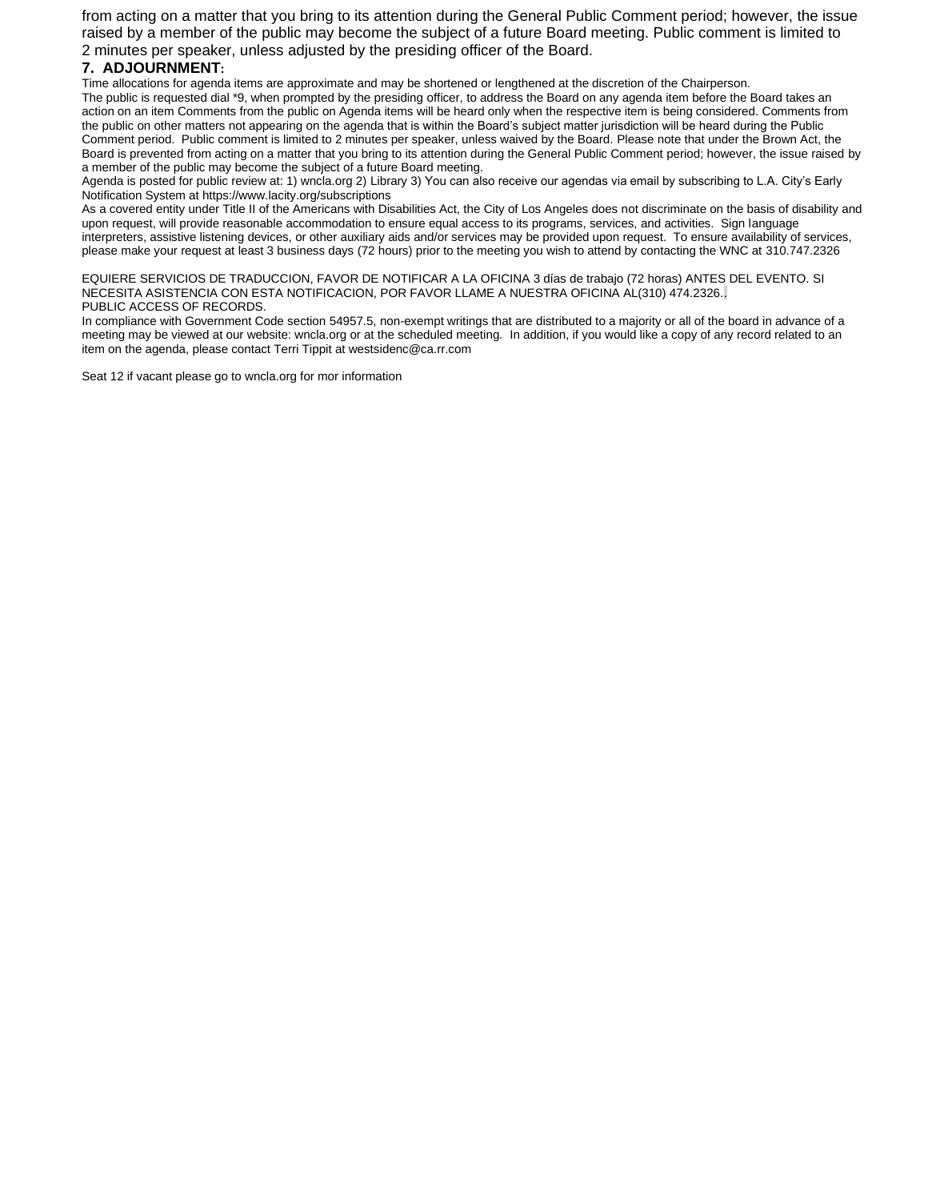from acting on a matter that you bring to its attention during the General Public Comment period; however, the issue raised by a member of the public may become the subject of a future Board meeting. Public comment is limited to 2 minutes per speaker, unless adjusted by the presiding officer of the Board.

**7. ADJOURNMENT:**

Time allocations for agenda items are approximate and may be shortened or lengthened at the discretion of the Chairperson.
The public is requested dial *9, when prompted by the presiding officer, to address the Board on any agenda item before the Board takes an action on an item Comments from the public on Agenda items will be heard only when the respective item is being considered. Comments from the public on other matters not appearing on the agenda that is within the Board's subject matter jurisdiction will be heard during the Public Comment period. Public comment is limited to 2 minutes per speaker, unless waived by the Board. Please note that under the Brown Act, the Board is prevented from acting on a matter that you bring to its attention during the General Public Comment period; however, the issue raised by a member of the public may become the subject of a future Board meeting.
Agenda is posted for public review at: 1) wncla.org 2) Library 3) You can also receive our agendas via email by subscribing to L.A. City's Early Notification System at https://www.lacity.org/subscriptions
As a covered entity under Title II of the Americans with Disabilities Act, the City of Los Angeles does not discriminate on the basis of disability and upon request, will provide reasonable accommodation to ensure equal access to its programs, services, and activities. Sign language interpreters, assistive listening devices, or other auxiliary aids and/or services may be provided upon request. To ensure availability of services, please make your request at least 3 business days (72 hours) prior to the meeting you wish to attend by contacting the WNC at 310.747.2326

EQUIERE SERVICIOS DE TRADUCCION, FAVOR DE NOTIFICAR A LA OFICINA 3 días de trabajo (72 horas) ANTES DEL EVENTO. SI NECESITA ASISTENCIA CON ESTA NOTIFICACION, POR FAVOR LLAME A NUESTRA OFICINA AL(310) 474.2326..
PUBLIC ACCESS OF RECORDS.
In compliance with Government Code section 54957.5, non-exempt writings that are distributed to a majority or all of the board in advance of a meeting may be viewed at our website: wncla.org or at the scheduled meeting. In addition, if you would like a copy of any record related to an item on the agenda, please contact Terri Tippit at westsidenc@ca.rr.com

Seat 12 if vacant please go to wncla.org for mor information